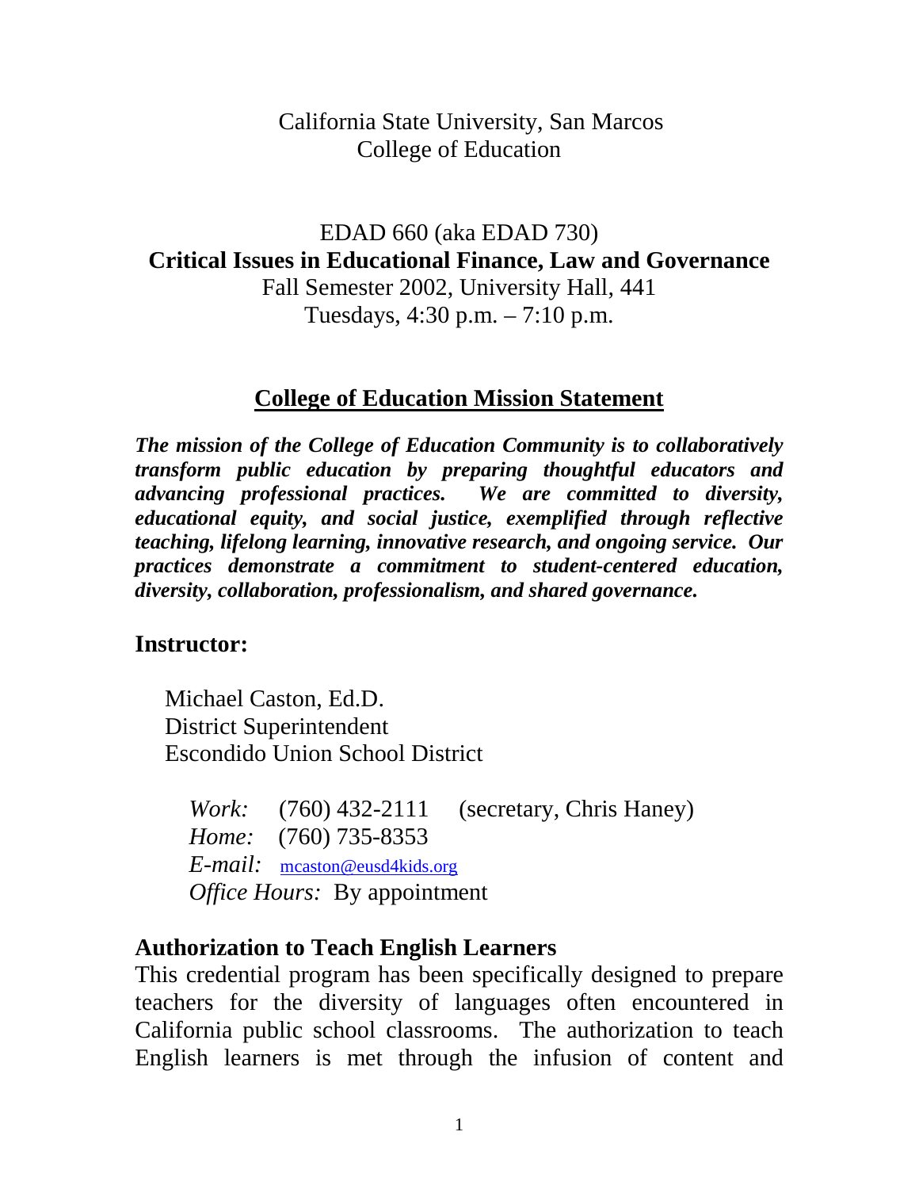California State University, San Marcos
College of Education

EDAD 660 (aka EDAD 730)
**Critical Issues in Educational Finance, Law and Governance**
Fall Semester 2002, University Hall, 441
Tuesdays, 4:30 p.m. – 7:10 p.m.

## College of Education Mission Statement

***The mission of the College of Education Community is to collaboratively transform public education by preparing thoughtful educators and advancing professional practices. We are committed to diversity, educational equity, and social justice, exemplified through reflective teaching, lifelong learning, innovative research, and ongoing service. Our practices demonstrate a commitment to student-centered education, diversity, collaboration, professionalism, and shared governance.***

### Instructor:

Michael Caston, Ed.D.
District Superintendent
Escondido Union School District

*Work:* (760) 432-2111 (secretary, Chris Haney)
*Home:* (760) 735-8353
*E-mail:* mcaston@eusd4kids.org
*Office Hours:* By appointment

### Authorization to Teach English Learners

This credential program has been specifically designed to prepare teachers for the diversity of languages often encountered in California public school classrooms. The authorization to teach English learners is met through the infusion of content and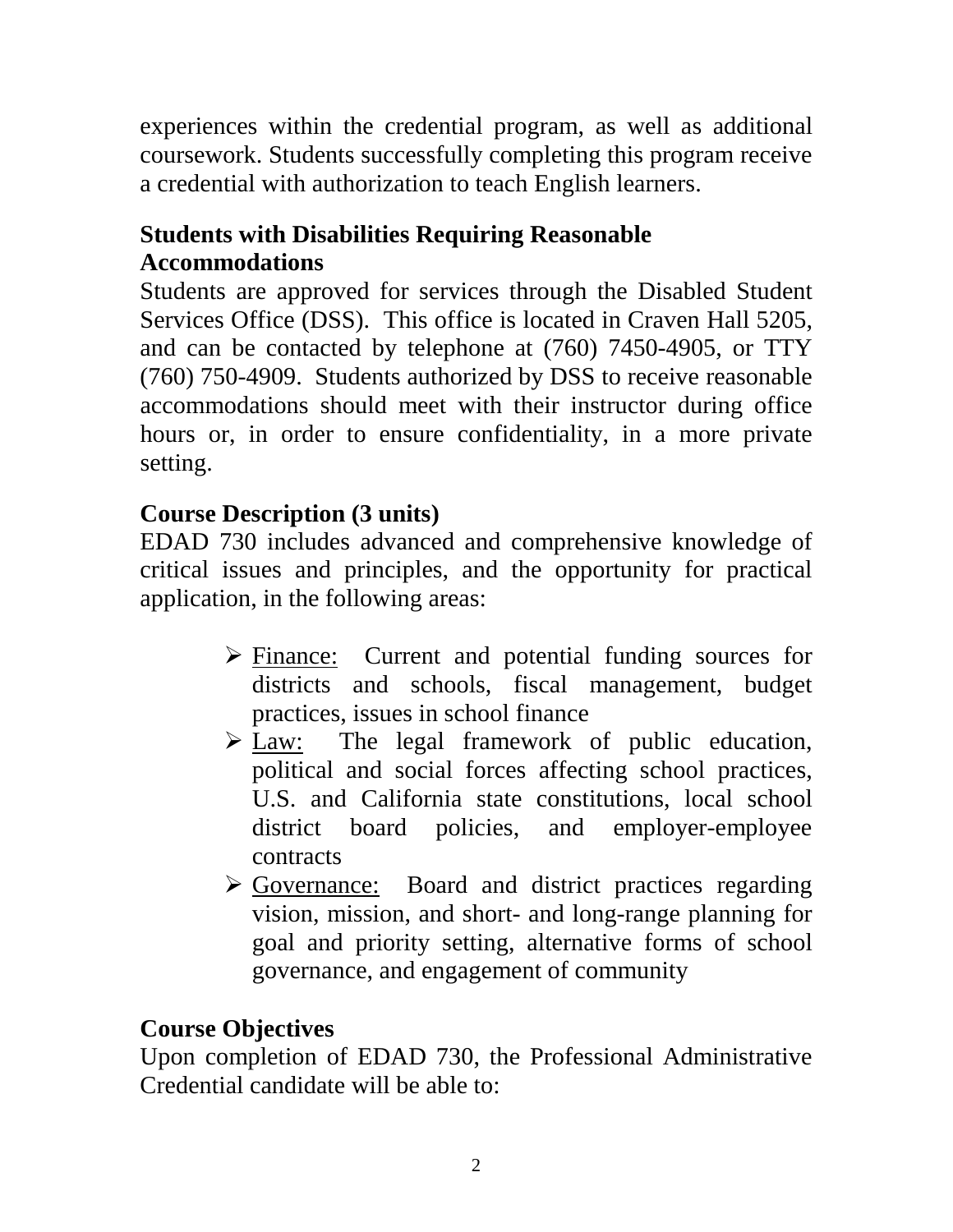experiences within the credential program, as well as additional coursework. Students successfully completing this program receive a credential with authorization to teach English learners.

## Students with Disabilities Requiring Reasonable Accommodations

Students are approved for services through the Disabled Student Services Office (DSS). This office is located in Craven Hall 5205, and can be contacted by telephone at (760) 7450-4905, or TTY (760) 750-4909. Students authorized by DSS to receive reasonable accommodations should meet with their instructor during office hours or, in order to ensure confidentiality, in a more private setting.

## Course Description (3 units)

EDAD 730 includes advanced and comprehensive knowledge of critical issues and principles, and the opportunity for practical application, in the following areas:

- Finance: Current and potential funding sources for districts and schools, fiscal management, budget practices, issues in school finance
- Law: The legal framework of public education, political and social forces affecting school practices, U.S. and California state constitutions, local school district board policies, and employer-employee contracts
- Governance: Board and district practices regarding vision, mission, and short- and long-range planning for goal and priority setting, alternative forms of school governance, and engagement of community

## Course Objectives

Upon completion of EDAD 730, the Professional Administrative Credential candidate will be able to: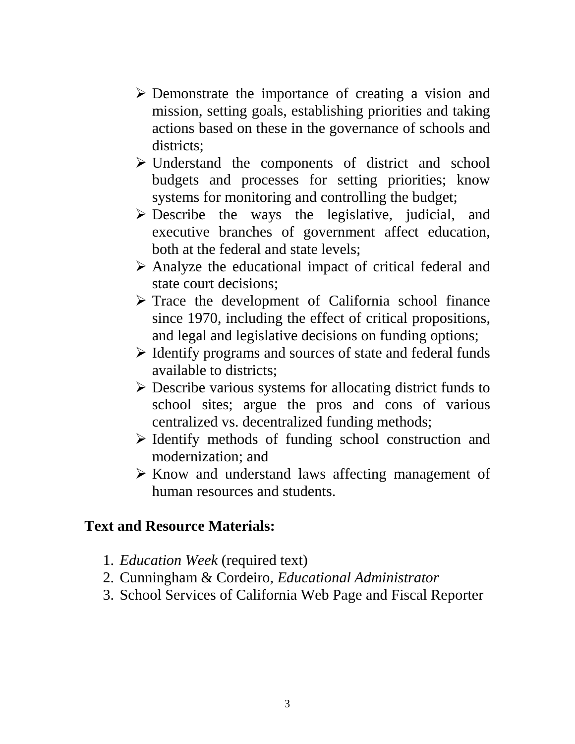- Demonstrate the importance of creating a vision and mission, setting goals, establishing priorities and taking actions based on these in the governance of schools and districts;
- Understand the components of district and school budgets and processes for setting priorities; know systems for monitoring and controlling the budget;
- Describe the ways the legislative, judicial, and executive branches of government affect education, both at the federal and state levels;
- Analyze the educational impact of critical federal and state court decisions;
- Trace the development of California school finance since 1970, including the effect of critical propositions, and legal and legislative decisions on funding options;
- Identify programs and sources of state and federal funds available to districts;
- Describe various systems for allocating district funds to school sites; argue the pros and cons of various centralized vs. decentralized funding methods;
- Identify methods of funding school construction and modernization; and
- Know and understand laws affecting management of human resources and students.

**Text and Resource Materials:**

1. *Education Week* (required text)
2. Cunningham & Cordeiro, *Educational Administrator*
3. School Services of California Web Page and Fiscal Reporter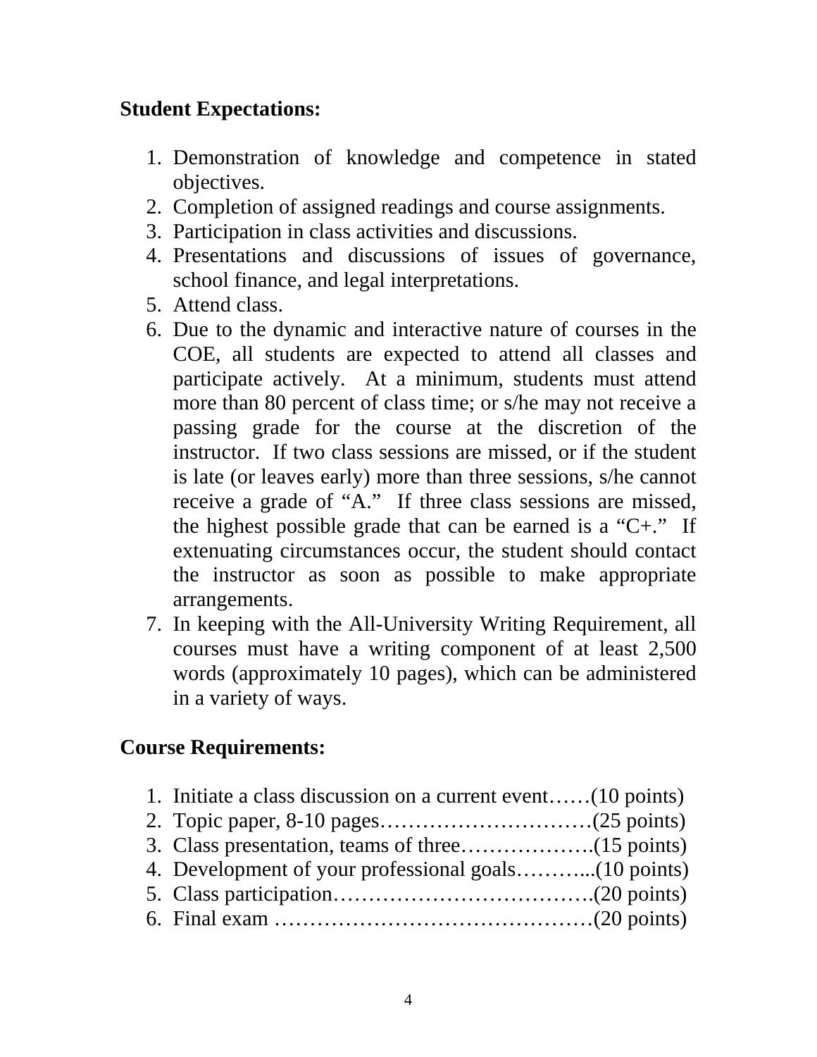**Student Expectations:**

1. Demonstration of knowledge and competence in stated objectives.
2. Completion of assigned readings and course assignments.
3. Participation in class activities and discussions.
4. Presentations and discussions of issues of governance, school finance, and legal interpretations.
5. Attend class.
6. Due to the dynamic and interactive nature of courses in the COE, all students are expected to attend all classes and participate actively. At a minimum, students must attend more than 80 percent of class time; or s/he may not receive a passing grade for the course at the discretion of the instructor. If two class sessions are missed, or if the student is late (or leaves early) more than three sessions, s/he cannot receive a grade of "A." If three class sessions are missed, the highest possible grade that can be earned is a "C+." If extenuating circumstances occur, the student should contact the instructor as soon as possible to make appropriate arrangements.
7. In keeping with the All-University Writing Requirement, all courses must have a writing component of at least 2,500 words (approximately 10 pages), which can be administered in a variety of ways.

**Course Requirements:**

1. Initiate a class discussion on a current event……(10 points)
2. Topic paper, 8-10 pages…………………………(25 points)
3. Class presentation, teams of three……………….(15 points)
4. Development of your professional goals………...(10 points)
5. Class participation……………………………….(20 points)
6. Final exam ………………………………………(20 points)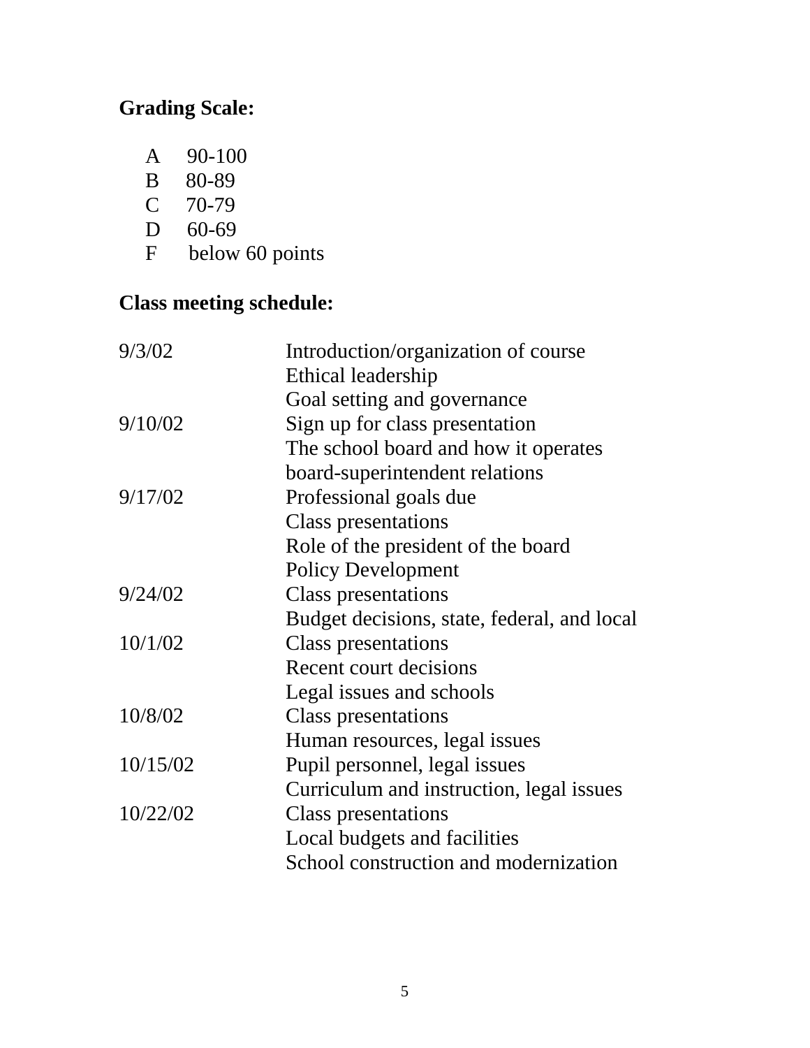**Grading Scale:**

A 90-100
B 80-89
C 70-79
D 60-69
F below 60 points

**Class meeting schedule:**

| | |
|---|---|
| 9/3/02 | Introduction/organization of course<br>Ethical leadership<br>Goal setting and governance |
| 9/10/02 | Sign up for class presentation<br>The school board and how it operates<br>board-superintendent relations |
| 9/17/02 | Professional goals due<br>Class presentations<br>Role of the president of the board<br>Policy Development |
| 9/24/02 | Class presentations<br>Budget decisions, state, federal, and local |
| 10/1/02 | Class presentations<br>Recent court decisions<br>Legal issues and schools |
| 10/8/02 | Class presentations<br>Human resources, legal issues |
| 10/15/02 | Pupil personnel, legal issues<br>Curriculum and instruction, legal issues |
| 10/22/02 | Class presentations<br>Local budgets and facilities<br>School construction and modernization |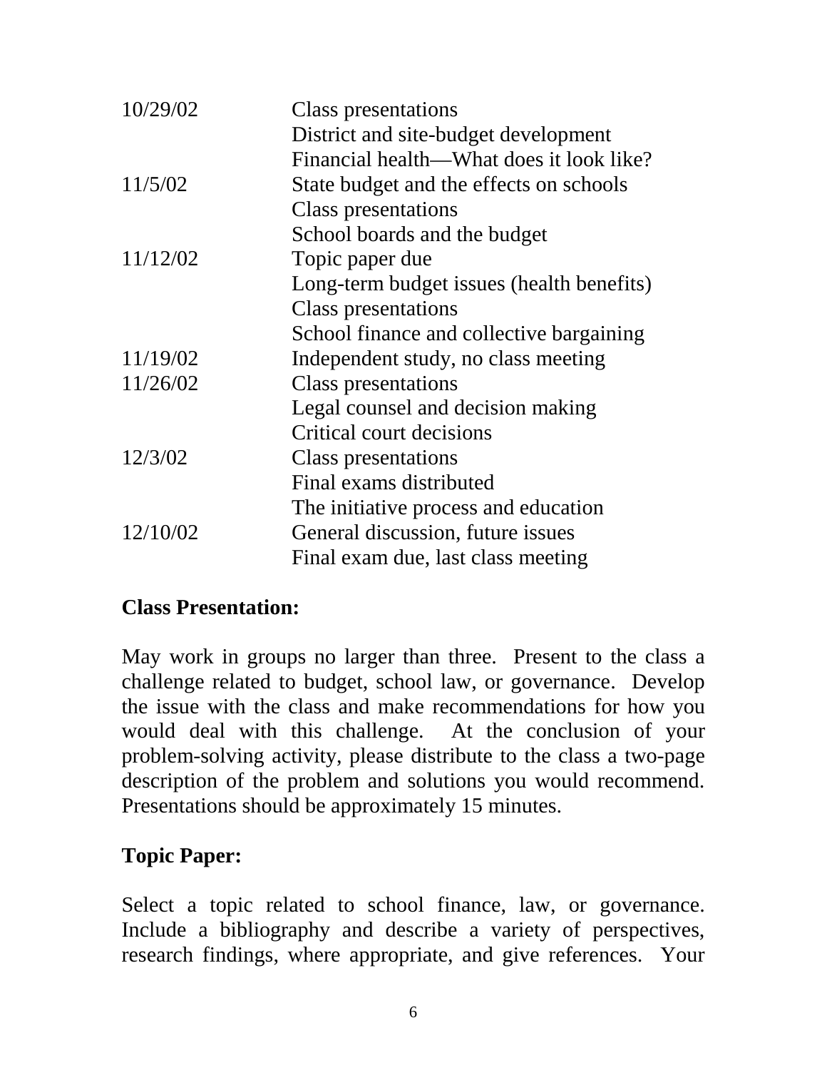| | |
|---|---|
| 10/29/02 | Class presentations<br>District and site-budget development<br>Financial health—What does it look like? |
| 11/5/02 | State budget and the effects on schools<br>Class presentations<br>School boards and the budget |
| 11/12/02 | Topic paper due<br>Long-term budget issues (health benefits)<br>Class presentations<br>School finance and collective bargaining |
| 11/19/02 | Independent study, no class meeting |
| 11/26/02 | Class presentations<br>Legal counsel and decision making<br>Critical court decisions |
| 12/3/02 | Class presentations<br>Final exams distributed<br>The initiative process and education |
| 12/10/02 | General discussion, future issues<br>Final exam due, last class meeting |

**Class Presentation:**

May work in groups no larger than three. Present to the class a challenge related to budget, school law, or governance. Develop the issue with the class and make recommendations for how you would deal with this challenge. At the conclusion of your problem-solving activity, please distribute to the class a two-page description of the problem and solutions you would recommend. Presentations should be approximately 15 minutes.

**Topic Paper:**

Select a topic related to school finance, law, or governance. Include a bibliography and describe a variety of perspectives, research findings, where appropriate, and give references. Your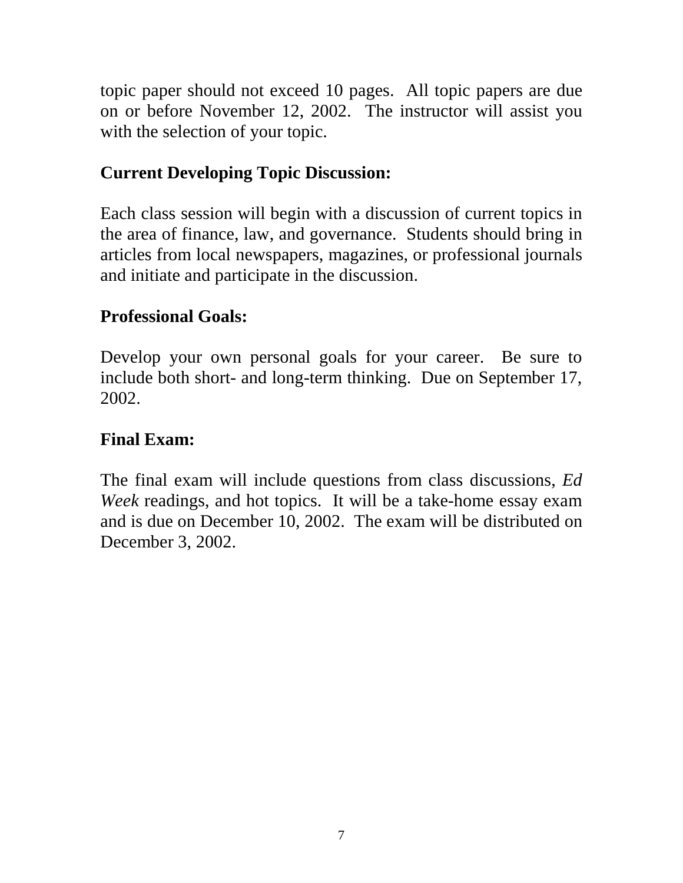topic paper should not exceed 10 pages. All topic papers are due on or before November 12, 2002. The instructor will assist you with the selection of your topic.

**Current Developing Topic Discussion:**

Each class session will begin with a discussion of current topics in the area of finance, law, and governance. Students should bring in articles from local newspapers, magazines, or professional journals and initiate and participate in the discussion.

**Professional Goals:**

Develop your own personal goals for your career. Be sure to include both short- and long-term thinking. Due on September 17, 2002.

**Final Exam:**

The final exam will include questions from class discussions, *Ed Week* readings, and hot topics. It will be a take-home essay exam and is due on December 10, 2002. The exam will be distributed on December 3, 2002.